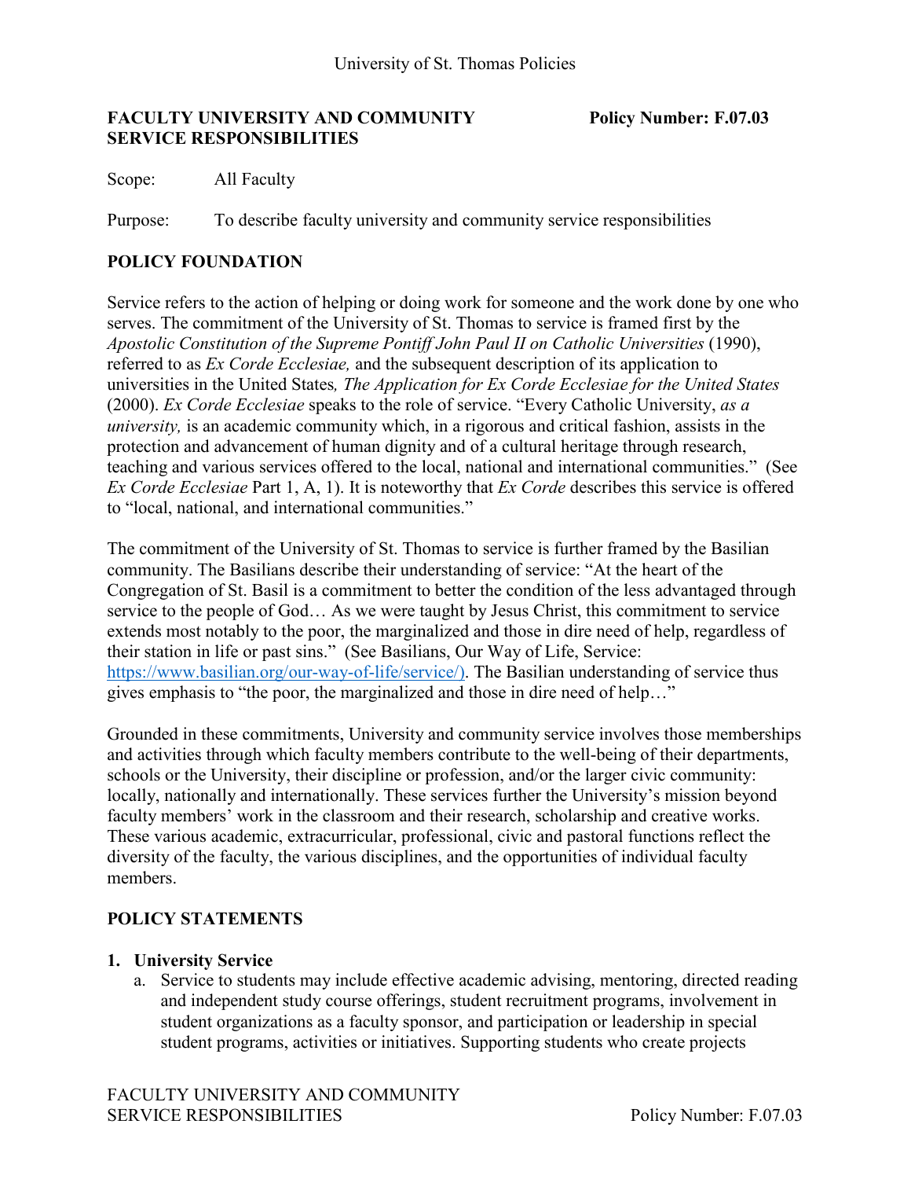# FACULTY UNIVERSITY AND COMMUNITY SERVICE RESPONSIBILITIES

**Policy Number: F.07.03**

Scope: All Faculty

Purpose: To describe faculty university and community service responsibilities

## POLICY FOUNDATION

Service refers to the action of helping or doing work for someone and the work done by one who serves. The commitment of the University of St. Thomas to service is framed first by the *Apostolic Constitution of the Supreme Pontiff John Paul II on Catholic Universities* (1990), referred to as *Ex Corde Ecclesiae,* and the subsequent description of its application to universities in the United States*, The Application for Ex Corde Ecclesiae for the United States* (2000). *Ex Corde Ecclesiae* speaks to the role of service. "Every Catholic University, *as a university,* is an academic community which, in a rigorous and critical fashion, assists in the protection and advancement of human dignity and of a cultural heritage through research, teaching and various services offered to the local, national and international communities." (See *Ex Corde Ecclesiae* Part 1, A, 1). It is noteworthy that *Ex Corde* describes this service is offered to "local, national, and international communities."

The commitment of the University of St. Thomas to service is further framed by the Basilian community. The Basilians describe their understanding of service: "At the heart of the Congregation of St. Basil is a commitment to better the condition of the less advantaged through service to the people of God… As we were taught by Jesus Christ, this commitment to service extends most notably to the poor, the marginalized and those in dire need of help, regardless of their station in life or past sins." (See Basilians, Our Way of Life, Service: https://www.basilian.org/our-way-of-life/service/). The Basilian understanding of service thus gives emphasis to "the poor, the marginalized and those in dire need of help…"

Grounded in these commitments, University and community service involves those memberships and activities through which faculty members contribute to the well-being of their departments, schools or the University, their discipline or profession, and/or the larger civic community: locally, nationally and internationally. These services further the University's mission beyond faculty members' work in the classroom and their research, scholarship and creative works. These various academic, extracurricular, professional, civic and pastoral functions reflect the diversity of the faculty, the various disciplines, and the opportunities of individual faculty members.

## POLICY STATEMENTS

1. **University Service**
   a. Service to students may include effective academic advising, mentoring, directed reading and independent study course offerings, student recruitment programs, involvement in student organizations as a faculty sponsor, and participation or leadership in special student programs, activities or initiatives. Supporting students who create projects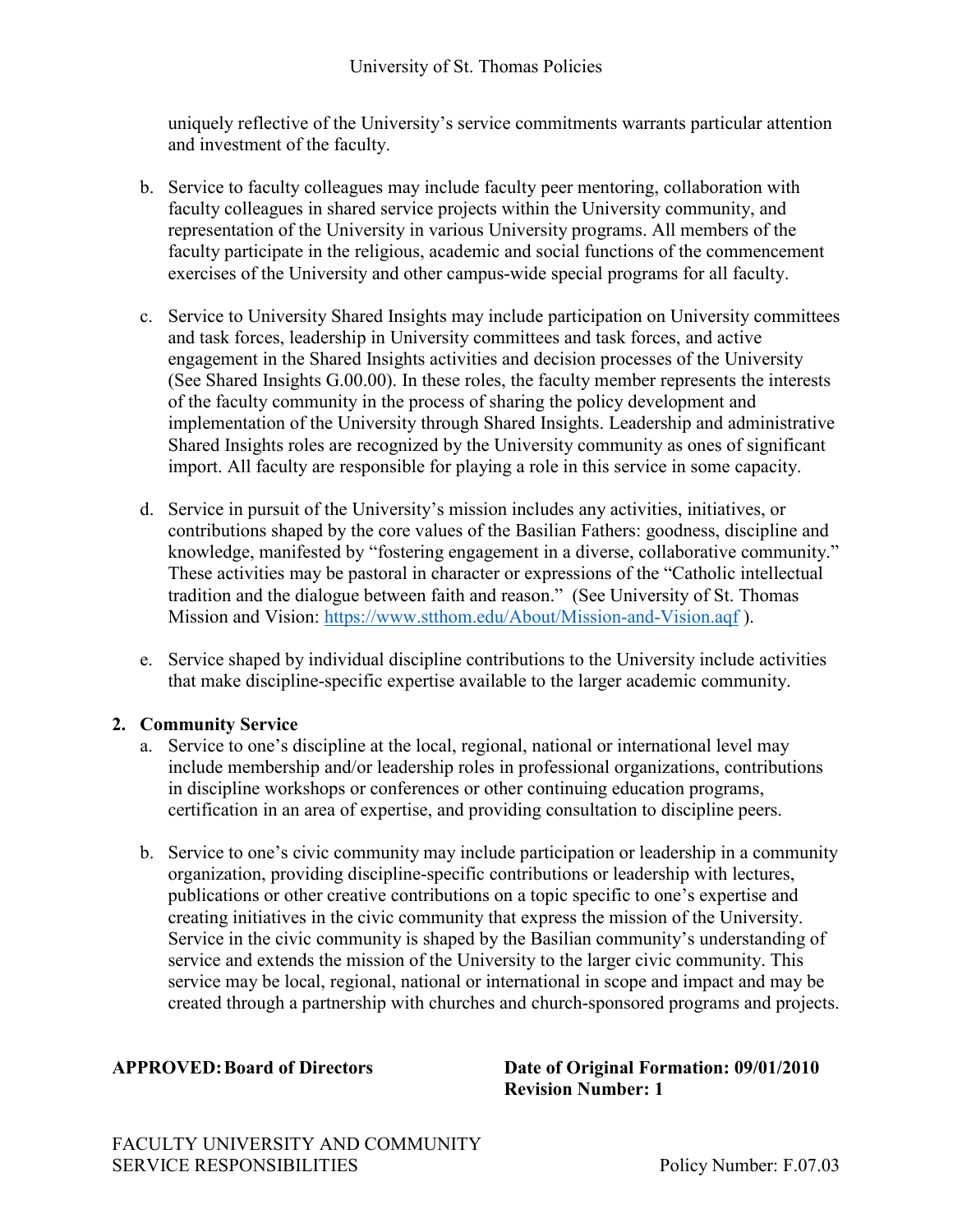uniquely reflective of the University's service commitments warrants particular attention and investment of the faculty.

b. Service to faculty colleagues may include faculty peer mentoring, collaboration with faculty colleagues in shared service projects within the University community, and representation of the University in various University programs. All members of the faculty participate in the religious, academic and social functions of the commencement exercises of the University and other campus-wide special programs for all faculty.

c. Service to University Shared Insights may include participation on University committees and task forces, leadership in University committees and task forces, and active engagement in the Shared Insights activities and decision processes of the University (See Shared Insights G.00.00). In these roles, the faculty member represents the interests of the faculty community in the process of sharing the policy development and implementation of the University through Shared Insights. Leadership and administrative Shared Insights roles are recognized by the University community as ones of significant import. All faculty are responsible for playing a role in this service in some capacity.

d. Service in pursuit of the University's mission includes any activities, initiatives, or contributions shaped by the core values of the Basilian Fathers: goodness, discipline and knowledge, manifested by "fostering engagement in a diverse, collaborative community." These activities may be pastoral in character or expressions of the "Catholic intellectual tradition and the dialogue between faith and reason." (See University of St. Thomas Mission and Vision: https://www.stthom.edu/About/Mission-and-Vision.aqf ).

e. Service shaped by individual discipline contributions to the University include activities that make discipline-specific expertise available to the larger academic community.

**2. Community Service**

a. Service to one's discipline at the local, regional, national or international level may include membership and/or leadership roles in professional organizations, contributions in discipline workshops or conferences or other continuing education programs, certification in an area of expertise, and providing consultation to discipline peers.

b. Service to one's civic community may include participation or leadership in a community organization, providing discipline-specific contributions or leadership with lectures, publications or other creative contributions on a topic specific to one's expertise and creating initiatives in the civic community that express the mission of the University. Service in the civic community is shaped by the Basilian community's understanding of service and extends the mission of the University to the larger civic community. This service may be local, regional, national or international in scope and impact and may be created through a partnership with churches and church-sponsored programs and projects.

**APPROVED: Board of Directors**

**Date of Original Formation: 09/01/2010**
**Revision Number: 1**

FACULTY UNIVERSITY AND COMMUNITY SERVICE RESPONSIBILITIES

Policy Number: F.07.03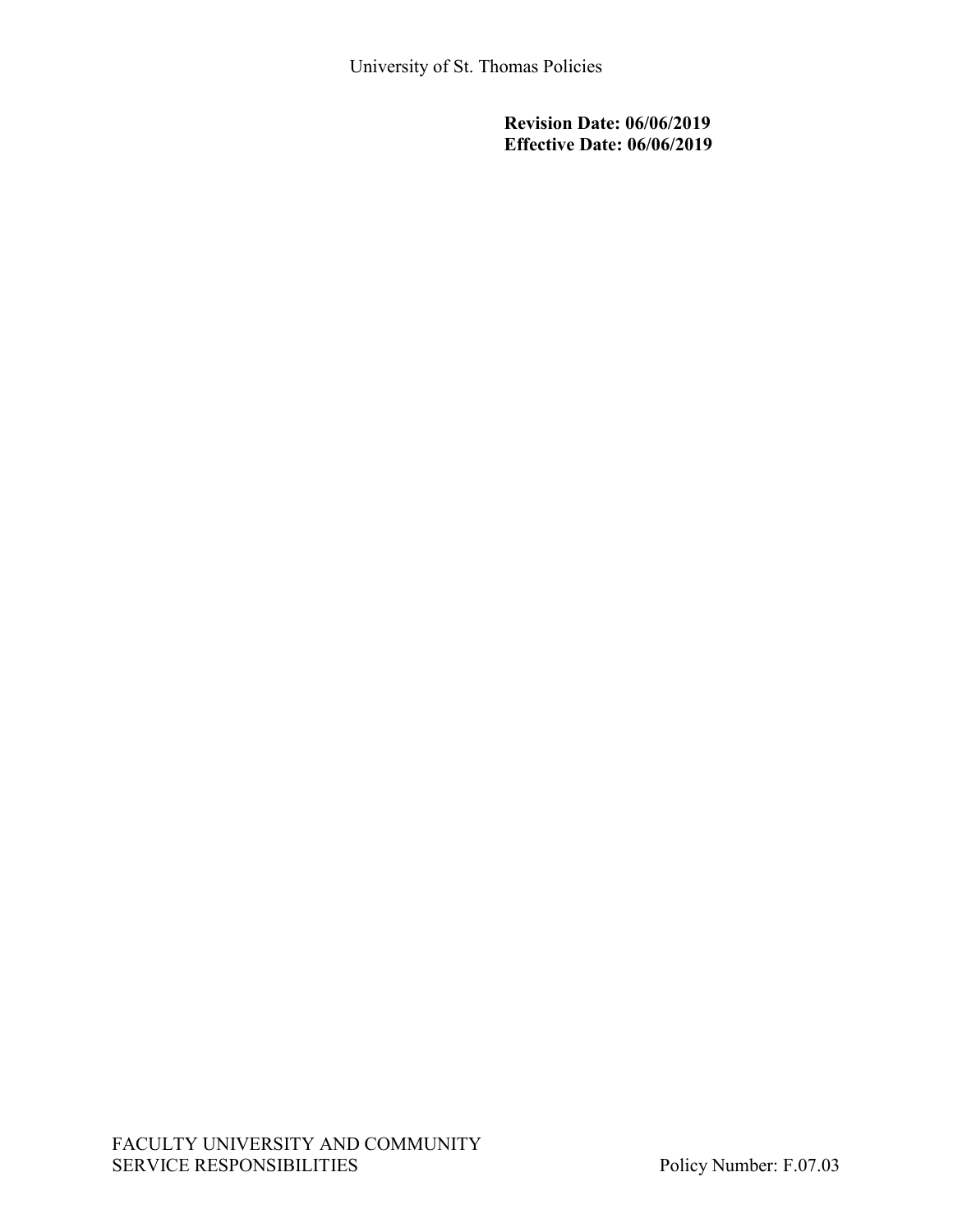**Revision Date: 06/06/2019**
**Effective Date: 06/06/2019**